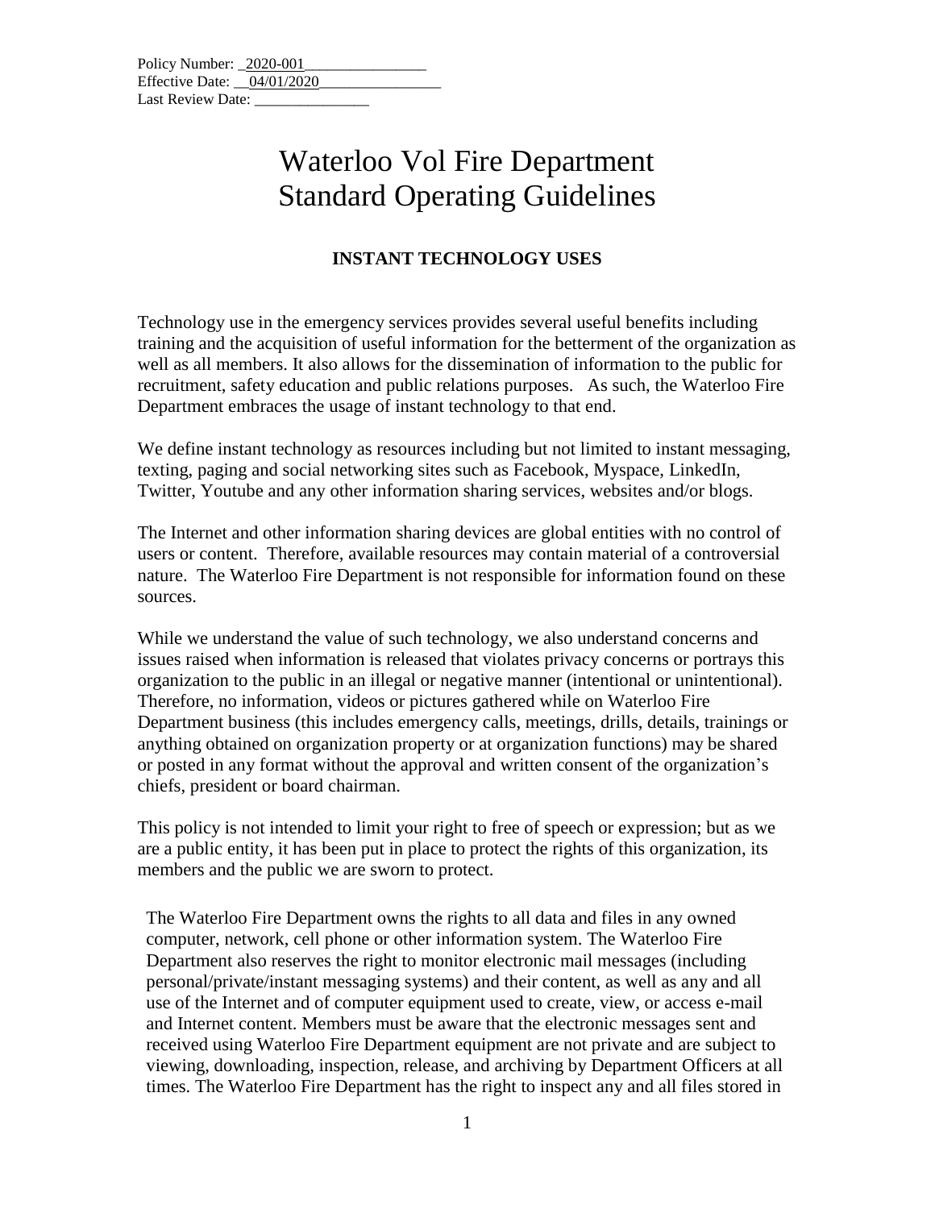Policy Number: _2020-001________________
Effective Date: __04/01/2020________________
Last Review Date: _______________

# Waterloo Vol Fire Department
# Standard Operating Guidelines

## INSTANT TECHNOLOGY USES

Technology use in the emergency services provides several useful benefits including training and the acquisition of useful information for the betterment of the organization as well as all members. It also allows for the dissemination of information to the public for recruitment, safety education and public relations purposes. As such, the Waterloo Fire Department embraces the usage of instant technology to that end.

We define instant technology as resources including but not limited to instant messaging, texting, paging and social networking sites such as Facebook, Myspace, LinkedIn, Twitter, Youtube and any other information sharing services, websites and/or blogs.

The Internet and other information sharing devices are global entities with no control of users or content. Therefore, available resources may contain material of a controversial nature. The Waterloo Fire Department is not responsible for information found on these sources.

While we understand the value of such technology, we also understand concerns and issues raised when information is released that violates privacy concerns or portrays this organization to the public in an illegal or negative manner (intentional or unintentional). Therefore, no information, videos or pictures gathered while on Waterloo Fire Department business (this includes emergency calls, meetings, drills, details, trainings or anything obtained on organization property or at organization functions) may be shared or posted in any format without the approval and written consent of the organization's chiefs, president or board chairman.

This policy is not intended to limit your right to free of speech or expression; but as we are a public entity, it has been put in place to protect the rights of this organization, its members and the public we are sworn to protect.

The Waterloo Fire Department owns the rights to all data and files in any owned computer, network, cell phone or other information system. The Waterloo Fire Department also reserves the right to monitor electronic mail messages (including personal/private/instant messaging systems) and their content, as well as any and all use of the Internet and of computer equipment used to create, view, or access e-mail and Internet content. Members must be aware that the electronic messages sent and received using Waterloo Fire Department equipment are not private and are subject to viewing, downloading, inspection, release, and archiving by Department Officers at all times. The Waterloo Fire Department has the right to inspect any and all files stored in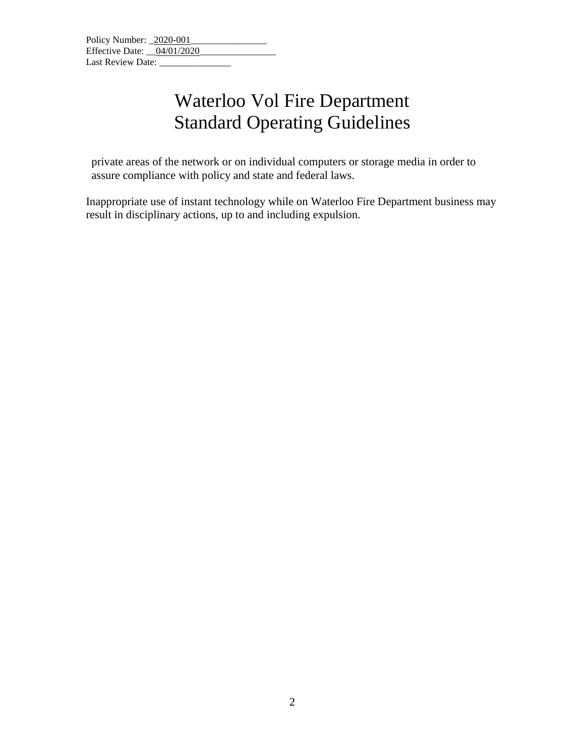private areas of the network or on individual computers or storage media in order to assure compliance with policy and state and federal laws.

Inappropriate use of instant technology while on Waterloo Fire Department business may result in disciplinary actions, up to and including expulsion.